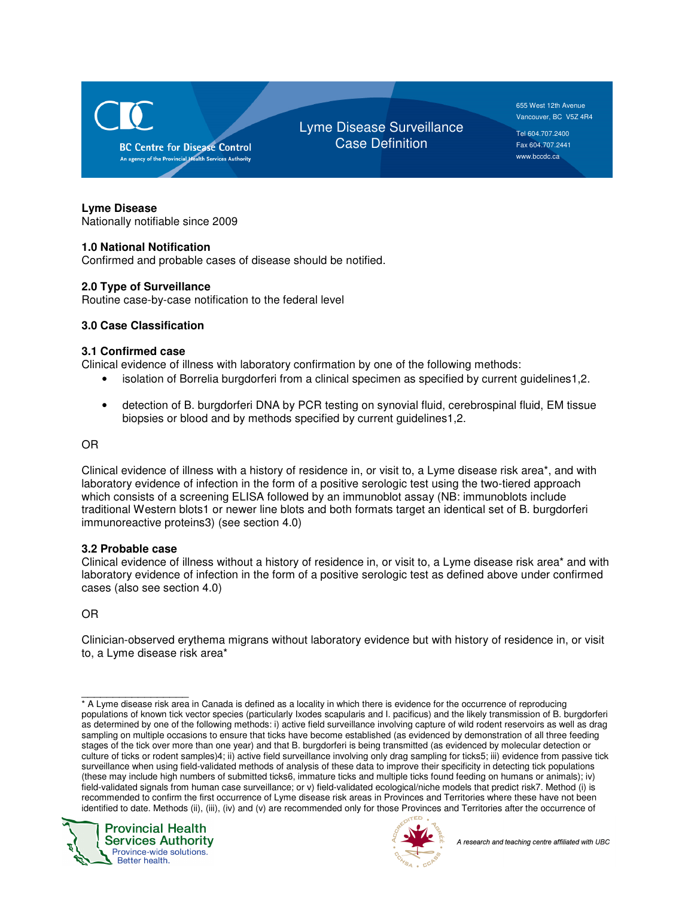# Lyme Disease Surveillance Case Definition

**Lyme Disease**
Nationally notifiable since 2009

### 1.0 National Notification

Confirmed and probable cases of disease should be notified.

### 2.0 Type of Surveillance

Routine case-by-case notification to the federal level

### 3.0 Case Classification

#### 3.1 Confirmed case

Clinical evidence of illness with laboratory confirmation by one of the following methods:

- isolation of Borrelia burgdorferi from a clinical specimen as specified by current guidelines[1,2].
- detection of B. burgdorferi DNA by PCR testing on synovial fluid, cerebrospinal fluid, EM tissue biopsies or blood and by methods specified by current guidelines[1,2].

OR

Clinical evidence of illness with a history of residence in, or visit to, a Lyme disease risk area*, and with laboratory evidence of infection in the form of a positive serologic test using the two-tiered approach which consists of a screening ELISA followed by an immunoblot assay (NB: immunoblots include traditional Western blots[1] or newer line blots and both formats target an identical set of B. burgdorferi immunoreactive proteins[3]) (see section 4.0)

#### 3.2 Probable case

Clinical evidence of illness without a history of residence in, or visit to, a Lyme disease risk area* and with laboratory evidence of infection in the form of a positive serologic test as defined above under confirmed cases (also see section 4.0)

OR

Clinician-observed erythema migrans without laboratory evidence but with history of residence in, or visit to, a Lyme disease risk area*

---

\* A Lyme disease risk area in Canada is defined as a locality in which there is evidence for the occurrence of reproducing populations of known tick vector species (particularly Ixodes scapularis and I. pacificus) and the likely transmission of B. burgdorferi as determined by one of the following methods: i) active field surveillance involving capture of wild rodent reservoirs as well as drag sampling on multiple occasions to ensure that ticks have become established (as evidenced by demonstration of all three feeding stages of the tick over more than one year) and that B. burgdorferi is being transmitted (as evidenced by molecular detection or culture of ticks or rodent samples)[4]; ii) active field surveillance involving only drag sampling for ticks[5]; iii) evidence from passive tick surveillance when using field-validated methods of analysis of these data to improve their specificity in detecting tick populations (these may include high numbers of submitted ticks[6], immature ticks and multiple ticks found feeding on humans or animals); iv) field-validated signals from human case surveillance; or v) field-validated ecological/niche models that predict risk[7]. Method (i) is recommended to confirm the first occurrence of Lyme disease risk areas in Provinces and Territories where these have not been identified to date. Methods (ii), (iii), (iv) and (v) are recommended only for those Provinces and Territories after the occurrence of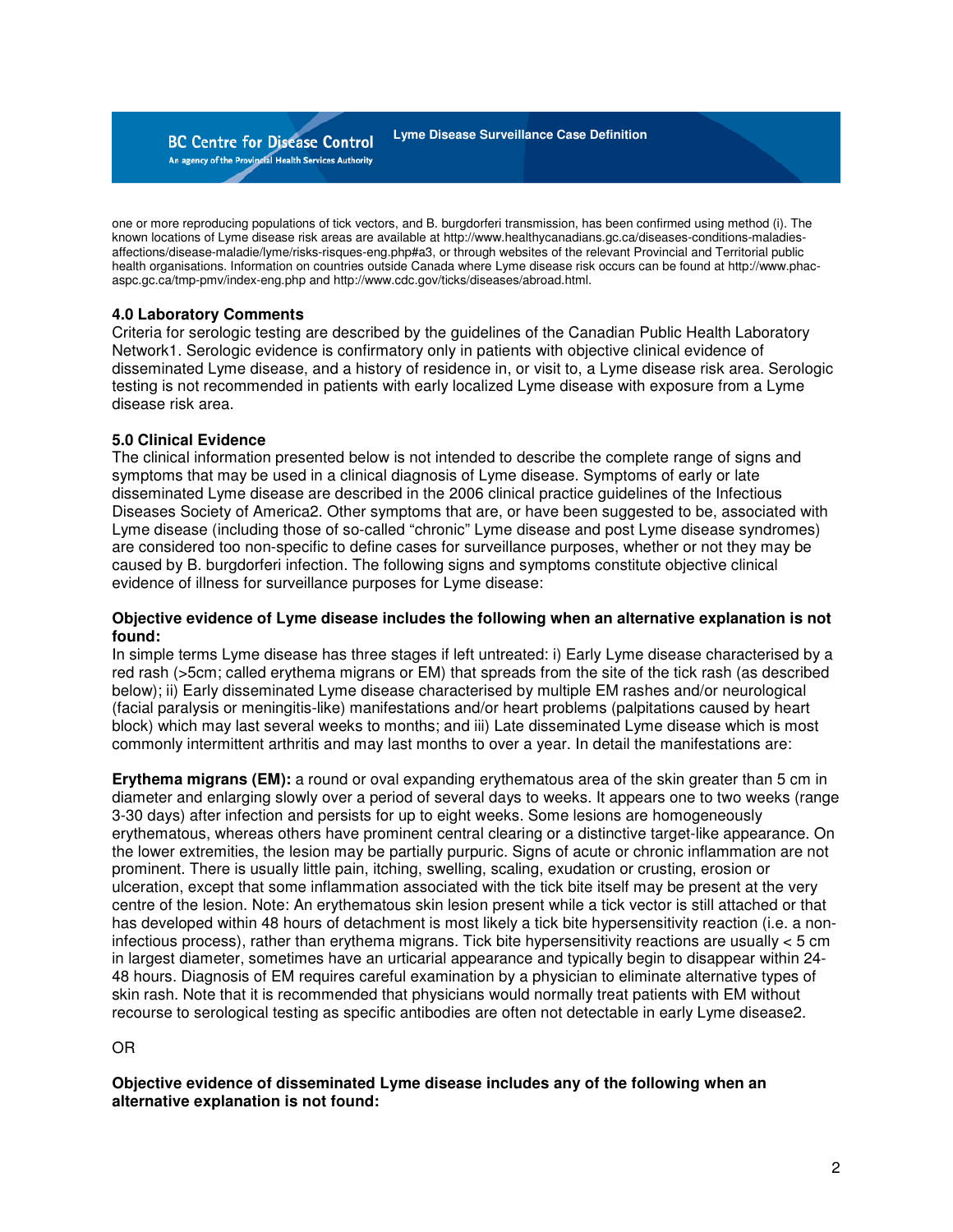one or more reproducing populations of tick vectors, and B. burgdorferi transmission, has been confirmed using method (i). The known locations of Lyme disease risk areas are available at http://www.healthycanadians.gc.ca/diseases-conditions-maladies-affections/disease-maladie/lyme/risks-risques-eng.php#a3, or through websites of the relevant Provincial and Territorial public health organisations. Information on countries outside Canada where Lyme disease risk occurs can be found at http://www.phac-aspc.gc.ca/tmp-pmv/index-eng.php and http://www.cdc.gov/ticks/diseases/abroad.html.

## 4.0 Laboratory Comments

Criteria for serologic testing are described by the guidelines of the Canadian Public Health Laboratory Network1. Serologic evidence is confirmatory only in patients with objective clinical evidence of disseminated Lyme disease, and a history of residence in, or visit to, a Lyme disease risk area. Serologic testing is not recommended in patients with early localized Lyme disease with exposure from a Lyme disease risk area.

## 5.0 Clinical Evidence

The clinical information presented below is not intended to describe the complete range of signs and symptoms that may be used in a clinical diagnosis of Lyme disease. Symptoms of early or late disseminated Lyme disease are described in the 2006 clinical practice guidelines of the Infectious Diseases Society of America2. Other symptoms that are, or have been suggested to be, associated with Lyme disease (including those of so-called “chronic” Lyme disease and post Lyme disease syndromes) are considered too non-specific to define cases for surveillance purposes, whether or not they may be caused by B. burgdorferi infection. The following signs and symptoms constitute objective clinical evidence of illness for surveillance purposes for Lyme disease:

**Objective evidence of Lyme disease includes the following when an alternative explanation is not found:**

In simple terms Lyme disease has three stages if left untreated: i) Early Lyme disease characterised by a red rash (>5cm; called erythema migrans or EM) that spreads from the site of the tick rash (as described below); ii) Early disseminated Lyme disease characterised by multiple EM rashes and/or neurological (facial paralysis or meningitis-like) manifestations and/or heart problems (palpitations caused by heart block) which may last several weeks to months; and iii) Late disseminated Lyme disease which is most commonly intermittent arthritis and may last months to over a year. In detail the manifestations are:

**Erythema migrans (EM):** a round or oval expanding erythematous area of the skin greater than 5 cm in diameter and enlarging slowly over a period of several days to weeks. It appears one to two weeks (range 3-30 days) after infection and persists for up to eight weeks. Some lesions are homogeneously erythematous, whereas others have prominent central clearing or a distinctive target-like appearance. On the lower extremities, the lesion may be partially purpuric. Signs of acute or chronic inflammation are not prominent. There is usually little pain, itching, swelling, scaling, exudation or crusting, erosion or ulceration, except that some inflammation associated with the tick bite itself may be present at the very centre of the lesion. Note: An erythematous skin lesion present while a tick vector is still attached or that has developed within 48 hours of detachment is most likely a tick bite hypersensitivity reaction (i.e. a non-infectious process), rather than erythema migrans. Tick bite hypersensitivity reactions are usually < 5 cm in largest diameter, sometimes have an urticarial appearance and typically begin to disappear within 24-48 hours. Diagnosis of EM requires careful examination by a physician to eliminate alternative types of skin rash. Note that it is recommended that physicians would normally treat patients with EM without recourse to serological testing as specific antibodies are often not detectable in early Lyme disease2.

OR

**Objective evidence of disseminated Lyme disease includes any of the following when an alternative explanation is not found:**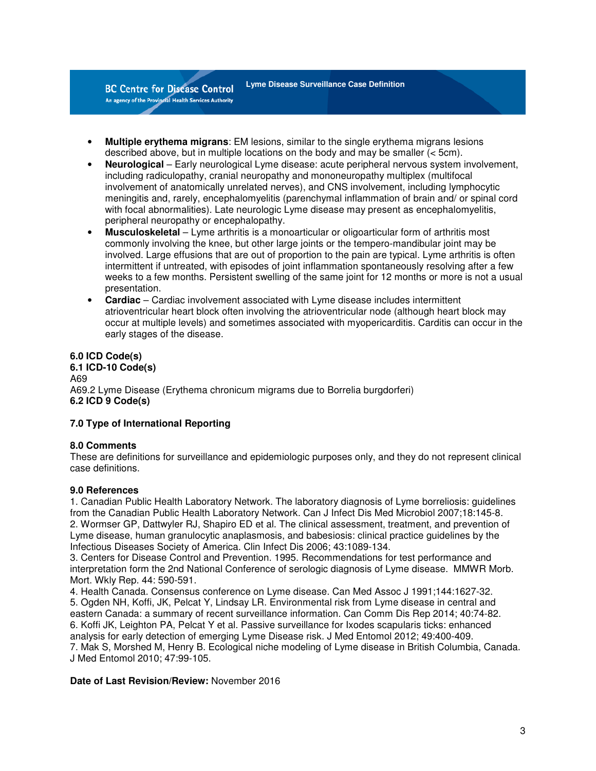- **Multiple erythema migrans**: EM lesions, similar to the single erythema migrans lesions described above, but in multiple locations on the body and may be smaller (< 5cm).
- **Neurological** – Early neurological Lyme disease: acute peripheral nervous system involvement, including radiculopathy, cranial neuropathy and mononeuropathy multiplex (multifocal involvement of anatomically unrelated nerves), and CNS involvement, including lymphocytic meningitis and, rarely, encephalomyelitis (parenchymal inflammation of brain and/ or spinal cord with focal abnormalities). Late neurologic Lyme disease may present as encephalomyelitis, peripheral neuropathy or encephalopathy.
- **Musculoskeletal** – Lyme arthritis is a monoarticular or oligoarticular form of arthritis most commonly involving the knee, but other large joints or the tempero-mandibular joint may be involved. Large effusions that are out of proportion to the pain are typical. Lyme arthritis is often intermittent if untreated, with episodes of joint inflammation spontaneously resolving after a few weeks to a few months. Persistent swelling of the same joint for 12 months or more is not a usual presentation.
- **Cardiac** – Cardiac involvement associated with Lyme disease includes intermittent atrioventricular heart block often involving the atrioventricular node (although heart block may occur at multiple levels) and sometimes associated with myopericarditis. Carditis can occur in the early stages of the disease.

**6.0 ICD Code(s)**
**6.1 ICD-10 Code(s)**
A69
A69.2 Lyme Disease (Erythema chronicum migrams due to Borrelia burgdorferi)
**6.2 ICD 9 Code(s)**

**7.0 Type of International Reporting**

**8.0 Comments**
These are definitions for surveillance and epidemiologic purposes only, and they do not represent clinical case definitions.

**9.0 References**
1. Canadian Public Health Laboratory Network. The laboratory diagnosis of Lyme borreliosis: guidelines from the Canadian Public Health Laboratory Network. Can J Infect Dis Med Microbiol 2007;18:145-8.
2. Wormser GP, Dattwyler RJ, Shapiro ED et al. The clinical assessment, treatment, and prevention of Lyme disease, human granulocytic anaplasmosis, and babesiosis: clinical practice guidelines by the Infectious Diseases Society of America. Clin Infect Dis 2006; 43:1089-134.
3. Centers for Disease Control and Prevention. 1995. Recommendations for test performance and interpretation form the 2nd National Conference of serologic diagnosis of Lyme disease. MMWR Morb. Mort. Wkly Rep. 44: 590-591.
4. Health Canada. Consensus conference on Lyme disease. Can Med Assoc J 1991;144:1627-32.
5. Ogden NH, Koffi, JK, Pelcat Y, Lindsay LR. Environmental risk from Lyme disease in central and eastern Canada: a summary of recent surveillance information. Can Comm Dis Rep 2014; 40:74-82.
6. Koffi JK, Leighton PA, Pelcat Y et al. Passive surveillance for Ixodes scapularis ticks: enhanced analysis for early detection of emerging Lyme Disease risk. J Med Entomol 2012; 49:400-409.
7. Mak S, Morshed M, Henry B. Ecological niche modeling of Lyme disease in British Columbia, Canada. J Med Entomol 2010; 47:99-105.

**Date of Last Revision/Review:** November 2016